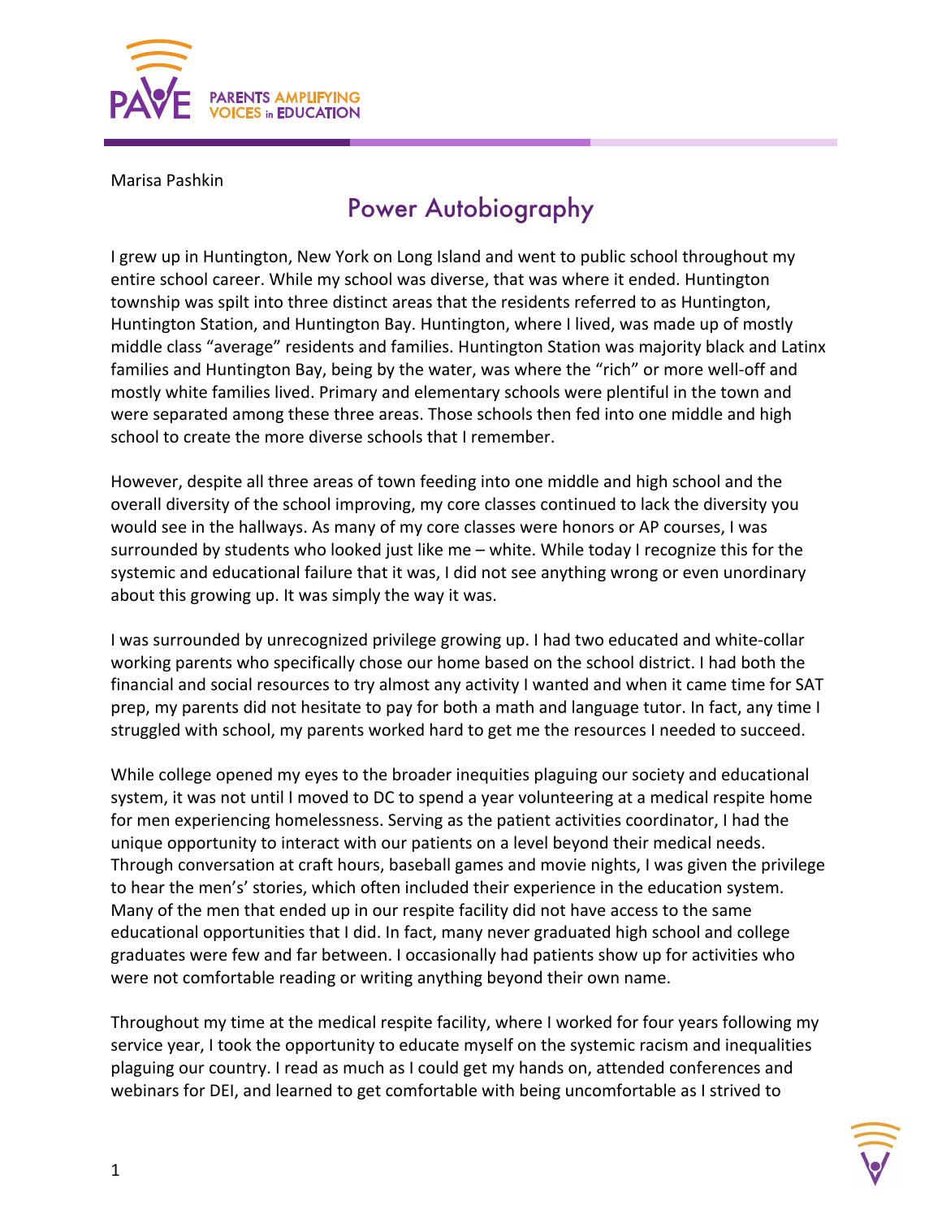Marisa Pashkin

# Power Autobiography

I grew up in Huntington, New York on Long Island and went to public school throughout my entire school career. While my school was diverse, that was where it ended. Huntington township was spilt into three distinct areas that the residents referred to as Huntington, Huntington Station, and Huntington Bay. Huntington, where I lived, was made up of mostly middle class "average" residents and families. Huntington Station was majority black and Latinx families and Huntington Bay, being by the water, was where the "rich" or more well-off and mostly white families lived. Primary and elementary schools were plentiful in the town and were separated among these three areas. Those schools then fed into one middle and high school to create the more diverse schools that I remember.

However, despite all three areas of town feeding into one middle and high school and the overall diversity of the school improving, my core classes continued to lack the diversity you would see in the hallways. As many of my core classes were honors or AP courses, I was surrounded by students who looked just like me – white. While today I recognize this for the systemic and educational failure that it was, I did not see anything wrong or even unordinary about this growing up. It was simply the way it was.

I was surrounded by unrecognized privilege growing up. I had two educated and white-collar working parents who specifically chose our home based on the school district. I had both the financial and social resources to try almost any activity I wanted and when it came time for SAT prep, my parents did not hesitate to pay for both a math and language tutor. In fact, any time I struggled with school, my parents worked hard to get me the resources I needed to succeed.

While college opened my eyes to the broader inequities plaguing our society and educational system, it was not until I moved to DC to spend a year volunteering at a medical respite home for men experiencing homelessness. Serving as the patient activities coordinator, I had the unique opportunity to interact with our patients on a level beyond their medical needs. Through conversation at craft hours, baseball games and movie nights, I was given the privilege to hear the men's' stories, which often included their experience in the education system. Many of the men that ended up in our respite facility did not have access to the same educational opportunities that I did. In fact, many never graduated high school and college graduates were few and far between. I occasionally had patients show up for activities who were not comfortable reading or writing anything beyond their own name.

Throughout my time at the medical respite facility, where I worked for four years following my service year, I took the opportunity to educate myself on the systemic racism and inequalities plaguing our country. I read as much as I could get my hands on, attended conferences and webinars for DEI, and learned to get comfortable with being uncomfortable as I strived to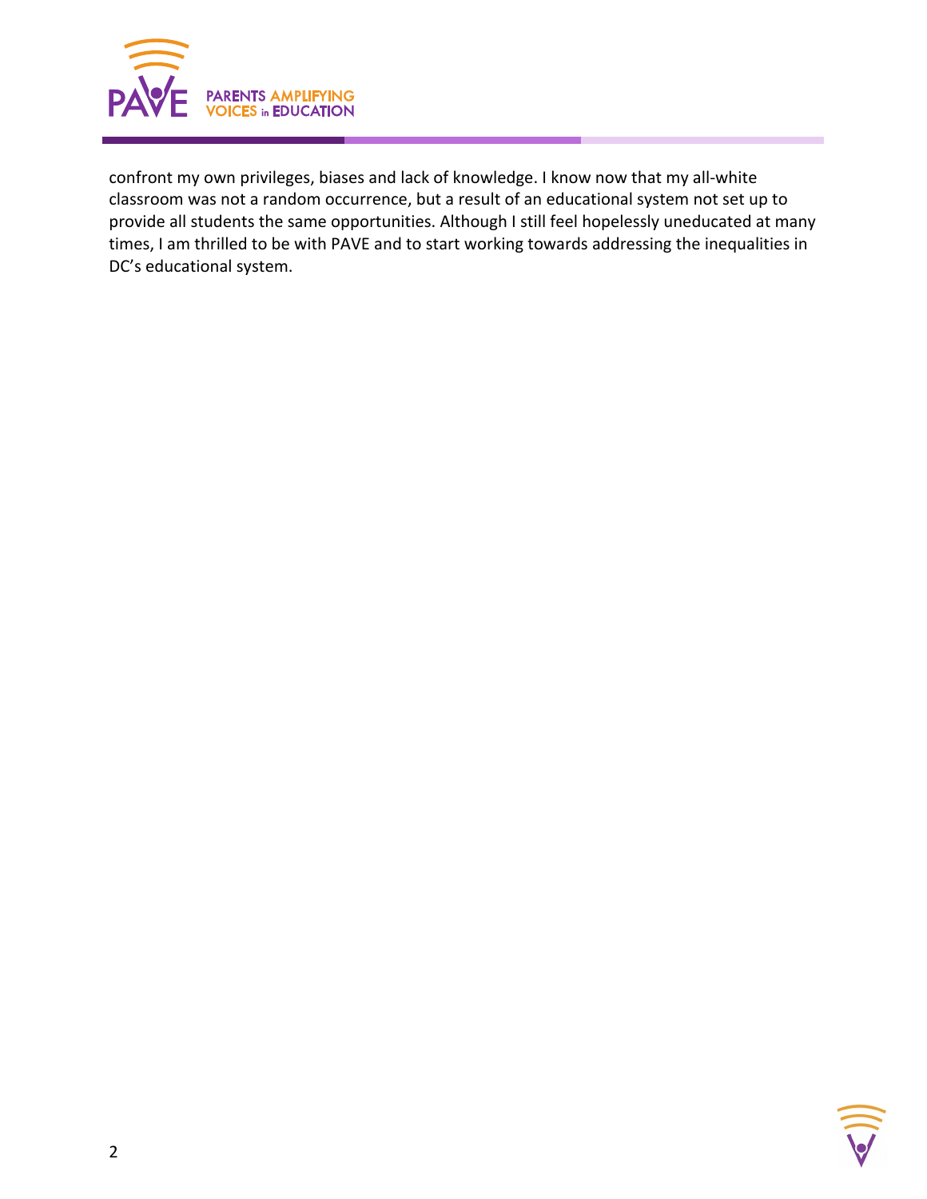confront my own privileges, biases and lack of knowledge. I know now that my all-white classroom was not a random occurrence, but a result of an educational system not set up to provide all students the same opportunities. Although I still feel hopelessly uneducated at many times, I am thrilled to be with PAVE and to start working towards addressing the inequalities in DC's educational system.